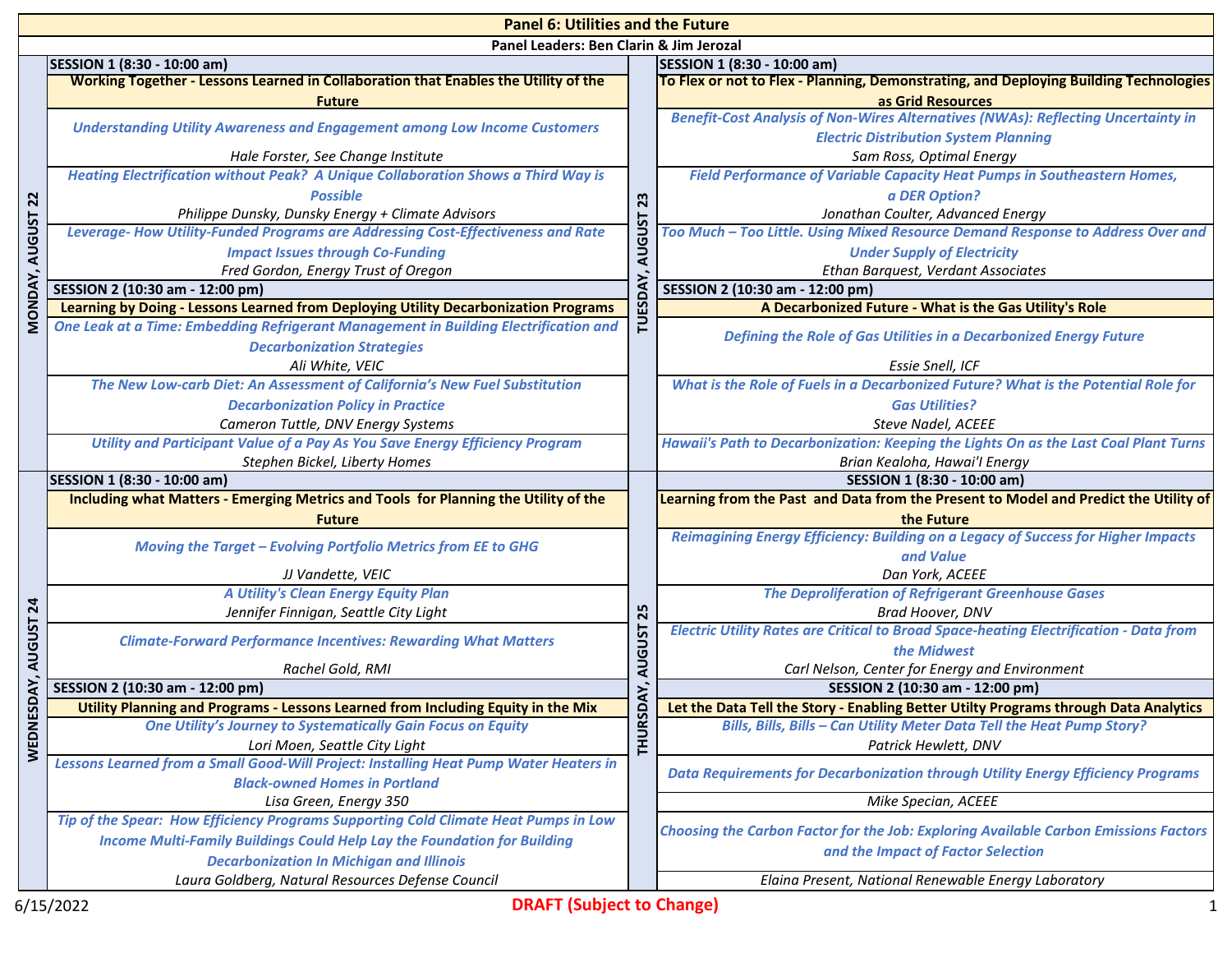# Panel 6: Utilities and the Future

**Panel Leaders: Ben Clarin & Jim Jerozal**

## MONDAY, AUGUST 22

### SESSION 1 (8:30 - 10:00 am)

**Working Together - Lessons Learned in Collaboration that Enables the Utility of the Future**

- ***Understanding Utility Awareness and Engagement among Low Income Customers***
  *Hale Forster, See Change Institute*
- ***Heating Electrification without Peak? A Unique Collaboration Shows a Third Way is Possible***
  *Philippe Dunsky, Dunsky Energy + Climate Advisors*
- ***Leverage- How Utility-Funded Programs are Addressing Cost-Effectiveness and Rate Impact Issues through Co-Funding***
  *Fred Gordon, Energy Trust of Oregon*

### SESSION 2 (10:30 am - 12:00 pm)

**Learning by Doing - Lessons Learned from Deploying Utility Decarbonization Programs**

- ***One Leak at a Time: Embedding Refrigerant Management in Building Electrification and Decarbonization Strategies***
  *Ali White, VEIC*
- ***The New Low-carb Diet: An Assessment of California's New Fuel Substitution Decarbonization Policy in Practice***
  *Cameron Tuttle, DNV Energy Systems*
- ***Utility and Participant Value of a Pay As You Save Energy Efficiency Program***
  *Stephen Bickel, Liberty Homes*

## TUESDAY, AUGUST 23

### SESSION 1 (8:30 - 10:00 am)

**To Flex or not to Flex - Planning, Demonstrating, and Deploying Building Technologies as Grid Resources**

- ***Benefit-Cost Analysis of Non-Wires Alternatives (NWAs): Reflecting Uncertainty in Electric Distribution System Planning***
  *Sam Ross, Optimal Energy*
- ***Field Performance of Variable Capacity Heat Pumps in Southeastern Homes, a DER Option?***
  *Jonathan Coulter, Advanced Energy*
- ***Too Much – Too Little. Using Mixed Resource Demand Response to Address Over and Under Supply of Electricity***
  *Ethan Barquest, Verdant Associates*

### SESSION 2 (10:30 am - 12:00 pm)

**A Decarbonized Future - What is the Gas Utility's Role**

- ***Defining the Role of Gas Utilities in a Decarbonized Energy Future***
  *Essie Snell, ICF*
- ***What is the Role of Fuels in a Decarbonized Future? What is the Potential Role for Gas Utilities?***
  *Steve Nadel, ACEEE*
- ***Hawaii's Path to Decarbonization: Keeping the Lights On as the Last Coal Plant Turns***
  *Brian Kealoha, Hawai'I Energy*

## WEDNESDAY, AUGUST 24

### SESSION 1 (8:30 - 10:00 am)

**Including what Matters - Emerging Metrics and Tools for Planning the Utility of the Future**

- ***Moving the Target – Evolving Portfolio Metrics from EE to GHG***
  *JJ Vandette, VEIC*
- ***A Utility's Clean Energy Equity Plan***
  *Jennifer Finnigan, Seattle City Light*
- ***Climate-Forward Performance Incentives: Rewarding What Matters***
  *Rachel Gold, RMI*

### SESSION 2 (10:30 am - 12:00 pm)

**Utility Planning and Programs - Lessons Learned from Including Equity in the Mix**

- ***One Utility's Journey to Systematically Gain Focus on Equity***
  *Lori Moen, Seattle City Light*
- ***Lessons Learned from a Small Good-Will Project: Installing Heat Pump Water Heaters in Black-owned Homes in Portland***
  *Lisa Green, Energy 350*
- ***Tip of the Spear: How Efficiency Programs Supporting Cold Climate Heat Pumps in Low Income Multi-Family Buildings Could Help Lay the Foundation for Building Decarbonization In Michigan and Illinois***
  *Laura Goldberg, Natural Resources Defense Council*

## THURSDAY, AUGUST 25

### SESSION 1 (8:30 - 10:00 am)

**Learning from the Past and Data from the Present to Model and Predict the Utility of the Future**

- ***Reimagining Energy Efficiency: Building on a Legacy of Success for Higher Impacts and Value***
  *Dan York, ACEEE*
- ***The Deproliferation of Refrigerant Greenhouse Gases***
  *Brad Hoover, DNV*
- ***Electric Utility Rates are Critical to Broad Space-heating Electrification - Data from the Midwest***
  *Carl Nelson, Center for Energy and Environment*

### SESSION 2 (10:30 am - 12:00 pm)

**Let the Data Tell the Story - Enabling Better Utilty Programs through Data Analytics**

- ***Bills, Bills, Bills – Can Utility Meter Data Tell the Heat Pump Story?***
  *Patrick Hewlett, DNV*
- ***Data Requirements for Decarbonization through Utility Energy Efficiency Programs***
  *Mike Specian, ACEEE*
- ***Choosing the Carbon Factor for the Job: Exploring Available Carbon Emissions Factors and the Impact of Factor Selection***
  *Elaina Present, National Renewable Energy Laboratory*

6/15/2022

**DRAFT (Subject to Change)**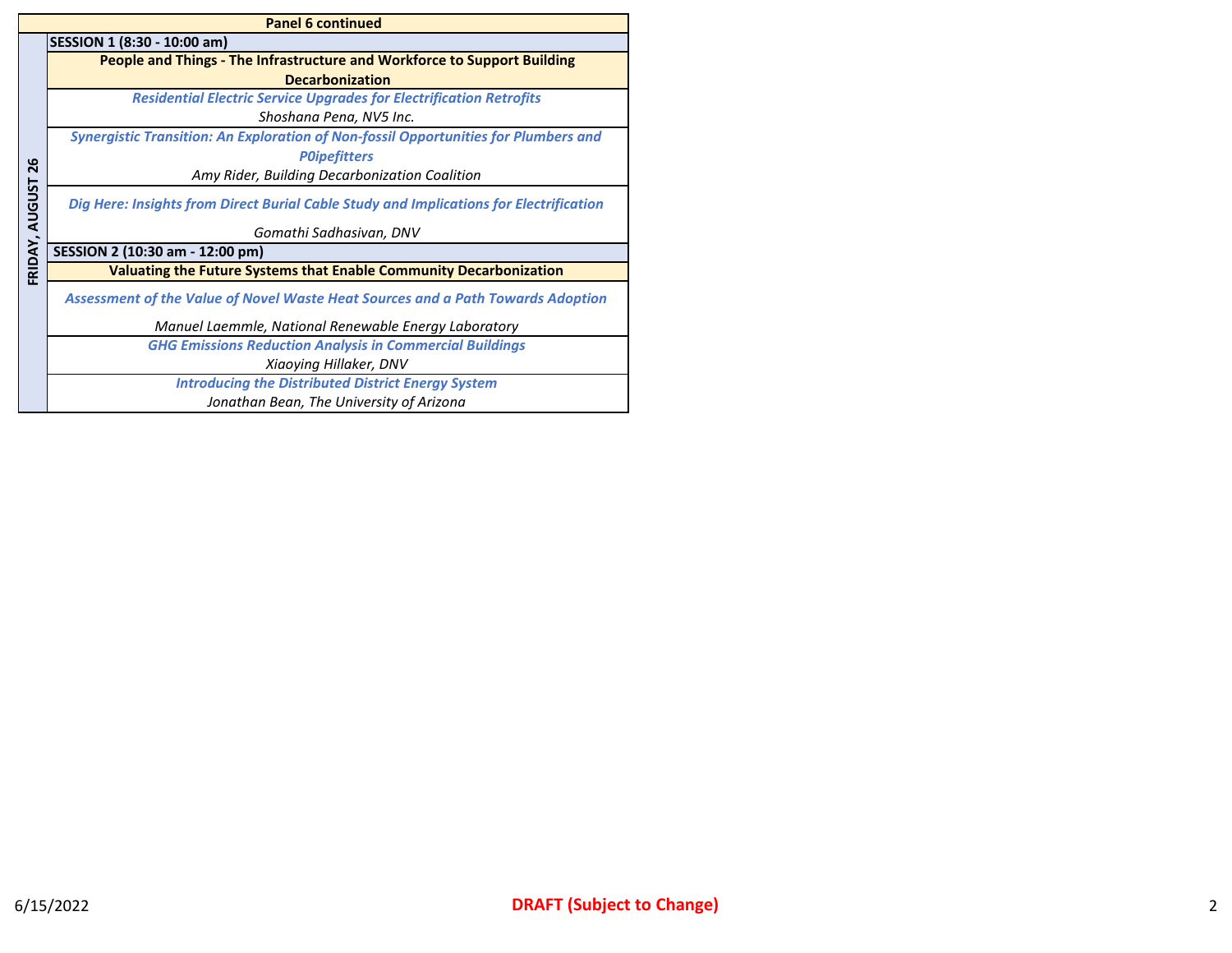| Panel 6 continued | |
|---|---|
| FRIDAY, AUGUST 26 | **SESSION 1 (8:30 - 10:00 am)** |
| | **People and Things - The Infrastructure and Workforce to Support Building Decarbonization** |
| | ***Residential Electric Service Upgrades for Electrification Retrofits***<br>*Shoshana Pena, NV5 Inc.* |
| | ***Synergistic Transition: An Exploration of Non-fossil Opportunities for Plumbers and P0ipefitters***<br>*Amy Rider, Building Decarbonization Coalition* |
| | ***Dig Here: Insights from Direct Burial Cable Study and Implications for Electrification***<br>*Gomathi Sadhasivan, DNV* |
| | **SESSION 2 (10:30 am - 12:00 pm)** |
| | **Valuating the Future Systems that Enable Community Decarbonization** |
| | ***Assessment of the Value of Novel Waste Heat Sources and a Path Towards Adoption***<br>*Manuel Laemmle, National Renewable Energy Laboratory* |
| | ***GHG Emissions Reduction Analysis in Commercial Buildings***<br>*Xiaoying Hillaker, DNV* |
| | ***Introducing the Distributed District Energy System***<br>*Jonathan Bean, The University of Arizona* |

6/15/2022

**DRAFT (Subject to Change)**